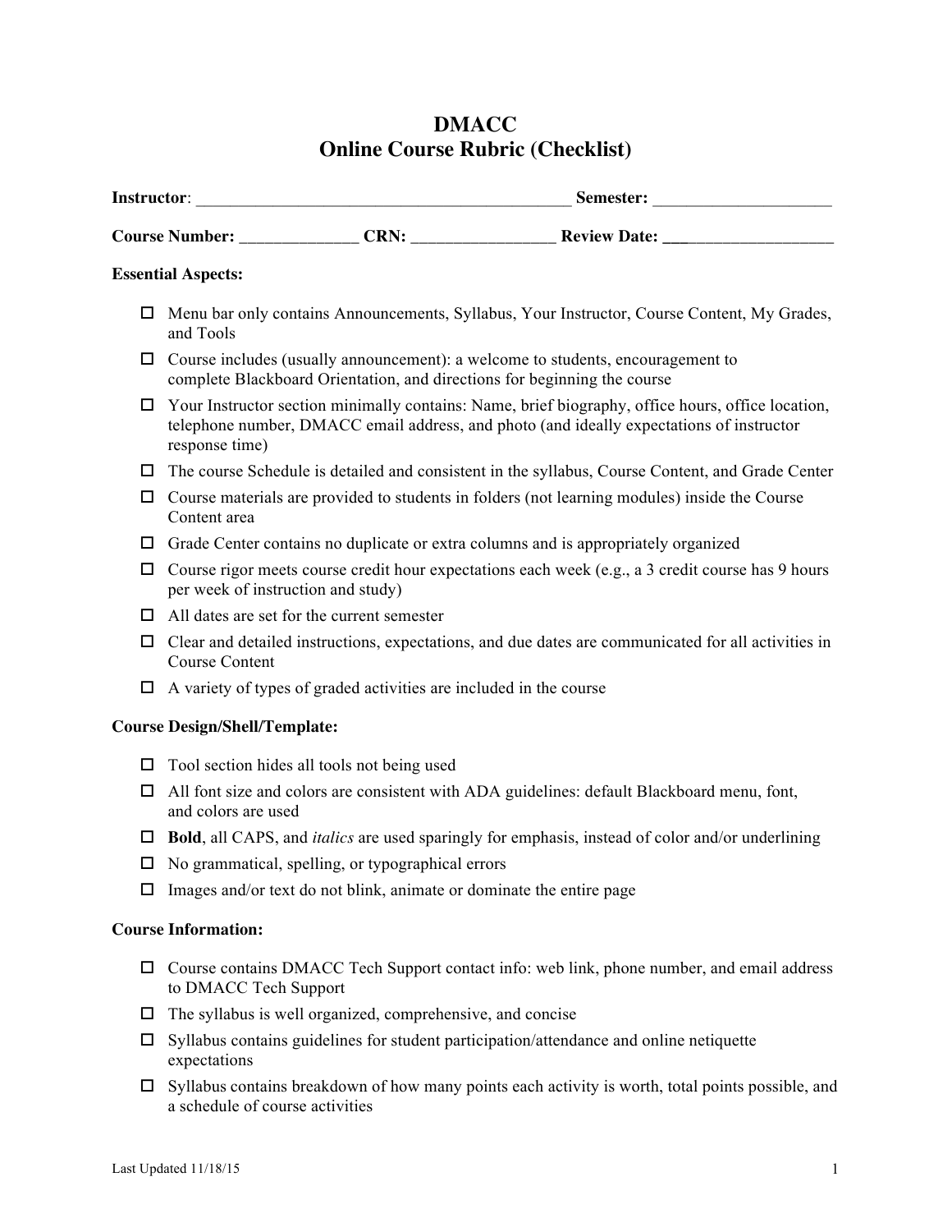# DMACC
# Online Course Rubric (Checklist)

**Instructor**: _____________________________________________ **Semester:** _____________________

**Course Number:** ______________ **CRN:** _________________ **Review Date:** ___________________

**Essential Aspects:**

- ☐ Menu bar only contains Announcements, Syllabus, Your Instructor, Course Content, My Grades, and Tools
- ☐ Course includes (usually announcement): a welcome to students, encouragement to complete Blackboard Orientation, and directions for beginning the course
- ☐ Your Instructor section minimally contains: Name, brief biography, office hours, office location, telephone number, DMACC email address, and photo (and ideally expectations of instructor response time)
- ☐ The course Schedule is detailed and consistent in the syllabus, Course Content, and Grade Center
- ☐ Course materials are provided to students in folders (not learning modules) inside the Course Content area
- ☐ Grade Center contains no duplicate or extra columns and is appropriately organized
- ☐ Course rigor meets course credit hour expectations each week (e.g., a 3 credit course has 9 hours per week of instruction and study)
- ☐ All dates are set for the current semester
- ☐ Clear and detailed instructions, expectations, and due dates are communicated for all activities in Course Content
- ☐ A variety of types of graded activities are included in the course

**Course Design/Shell/Template:**

- ☐ Tool section hides all tools not being used
- ☐ All font size and colors are consistent with ADA guidelines: default Blackboard menu, font, and colors are used
- ☐ **Bold**, all CAPS, and *italics* are used sparingly for emphasis, instead of color and/or underlining
- ☐ No grammatical, spelling, or typographical errors
- ☐ Images and/or text do not blink, animate or dominate the entire page

**Course Information:**

- ☐ Course contains DMACC Tech Support contact info: web link, phone number, and email address to DMACC Tech Support
- ☐ The syllabus is well organized, comprehensive, and concise
- ☐ Syllabus contains guidelines for student participation/attendance and online netiquette expectations
- ☐ Syllabus contains breakdown of how many points each activity is worth, total points possible, and a schedule of course activities

Last Updated 11/18/15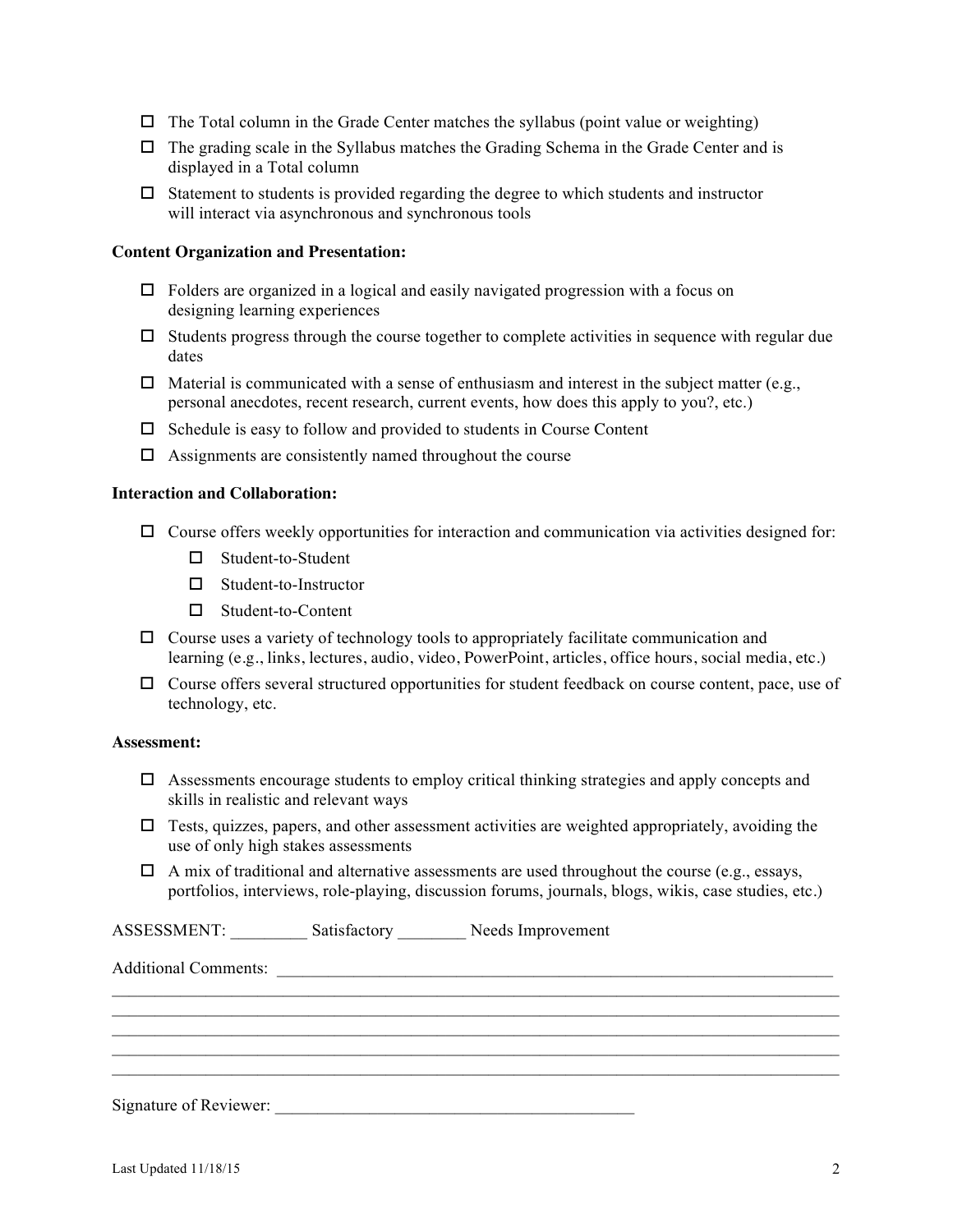- ☐ The Total column in the Grade Center matches the syllabus (point value or weighting)
- ☐ The grading scale in the Syllabus matches the Grading Schema in the Grade Center and is displayed in a Total column
- ☐ Statement to students is provided regarding the degree to which students and instructor will interact via asynchronous and synchronous tools

**Content Organization and Presentation:**

- ☐ Folders are organized in a logical and easily navigated progression with a focus on designing learning experiences
- ☐ Students progress through the course together to complete activities in sequence with regular due dates
- ☐ Material is communicated with a sense of enthusiasm and interest in the subject matter (e.g., personal anecdotes, recent research, current events, how does this apply to you?, etc.)
- ☐ Schedule is easy to follow and provided to students in Course Content
- ☐ Assignments are consistently named throughout the course

**Interaction and Collaboration:**

- ☐ Course offers weekly opportunities for interaction and communication via activities designed for:
  - ☐ Student-to-Student
  - ☐ Student-to-Instructor
  - ☐ Student-to-Content
- ☐ Course uses a variety of technology tools to appropriately facilitate communication and learning (e.g., links, lectures, audio, video, PowerPoint, articles, office hours, social media, etc.)
- ☐ Course offers several structured opportunities for student feedback on course content, pace, use of technology, etc.

**Assessment:**

- ☐ Assessments encourage students to employ critical thinking strategies and apply concepts and skills in realistic and relevant ways
- ☐ Tests, quizzes, papers, and other assessment activities are weighted appropriately, avoiding the use of only high stakes assessments
- ☐ A mix of traditional and alternative assessments are used throughout the course (e.g., essays, portfolios, interviews, role-playing, discussion forums, journals, blogs, wikis, case studies, etc.)

ASSESSMENT: _________ Satisfactory ________ Needs Improvement

Additional Comments: ____________________________________________________________________
__________________________________________________________________________________
__________________________________________________________________________________
__________________________________________________________________________________
__________________________________________________________________________________
__________________________________________________________________________________

Signature of Reviewer: __________________________________________

Last Updated 11/18/15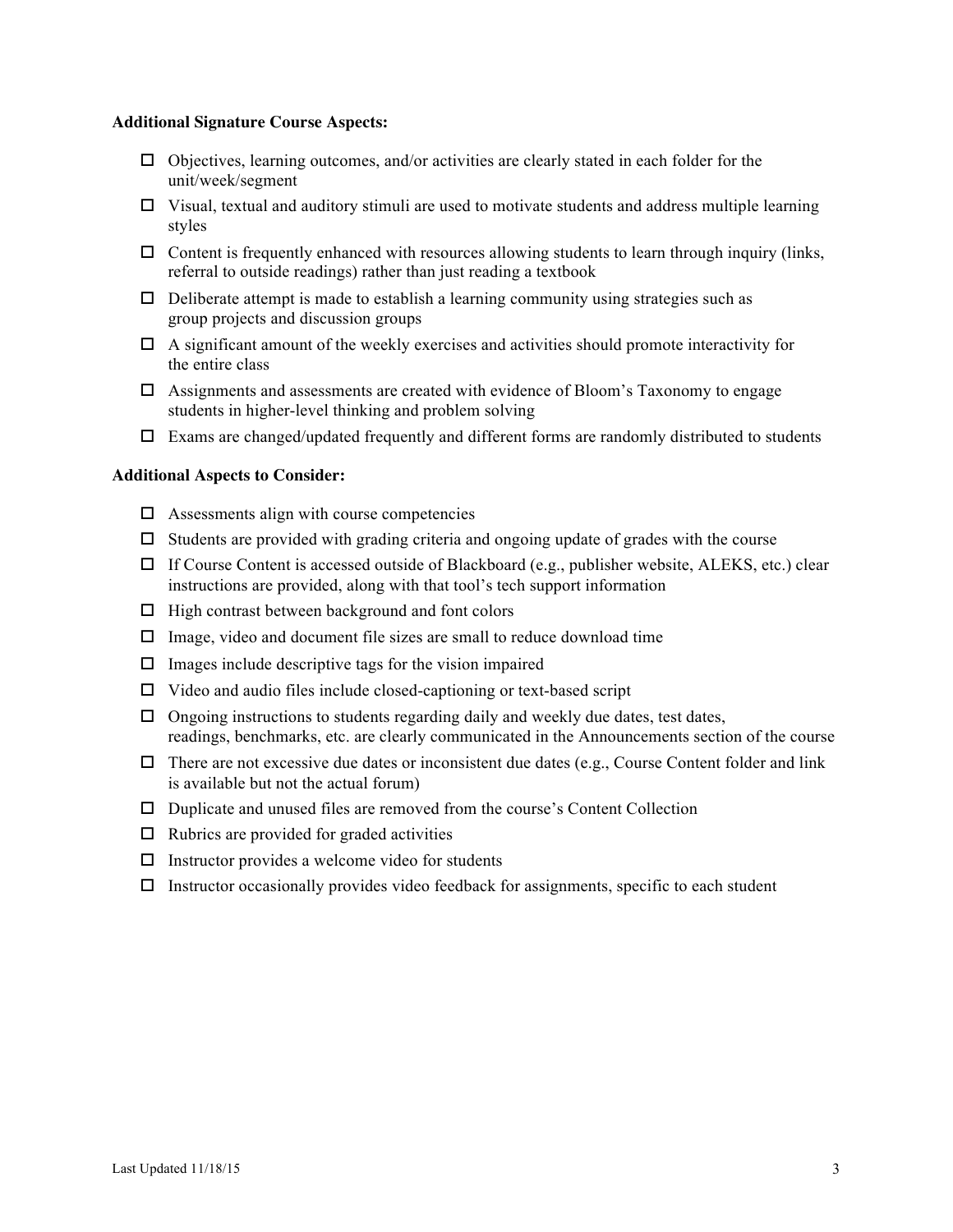**Additional Signature Course Aspects:**

- ☐ Objectives, learning outcomes, and/or activities are clearly stated in each folder for the unit/week/segment
- ☐ Visual, textual and auditory stimuli are used to motivate students and address multiple learning styles
- ☐ Content is frequently enhanced with resources allowing students to learn through inquiry (links, referral to outside readings) rather than just reading a textbook
- ☐ Deliberate attempt is made to establish a learning community using strategies such as group projects and discussion groups
- ☐ A significant amount of the weekly exercises and activities should promote interactivity for the entire class
- ☐ Assignments and assessments are created with evidence of Bloom's Taxonomy to engage students in higher-level thinking and problem solving
- ☐ Exams are changed/updated frequently and different forms are randomly distributed to students

**Additional Aspects to Consider:**

- ☐ Assessments align with course competencies
- ☐ Students are provided with grading criteria and ongoing update of grades with the course
- ☐ If Course Content is accessed outside of Blackboard (e.g., publisher website, ALEKS, etc.) clear instructions are provided, along with that tool's tech support information
- ☐ High contrast between background and font colors
- ☐ Image, video and document file sizes are small to reduce download time
- ☐ Images include descriptive tags for the vision impaired
- ☐ Video and audio files include closed-captioning or text-based script
- ☐ Ongoing instructions to students regarding daily and weekly due dates, test dates, readings, benchmarks, etc. are clearly communicated in the Announcements section of the course
- ☐ There are not excessive due dates or inconsistent due dates (e.g., Course Content folder and link is available but not the actual forum)
- ☐ Duplicate and unused files are removed from the course's Content Collection
- ☐ Rubrics are provided for graded activities
- ☐ Instructor provides a welcome video for students
- ☐ Instructor occasionally provides video feedback for assignments, specific to each student

Last Updated 11/18/15